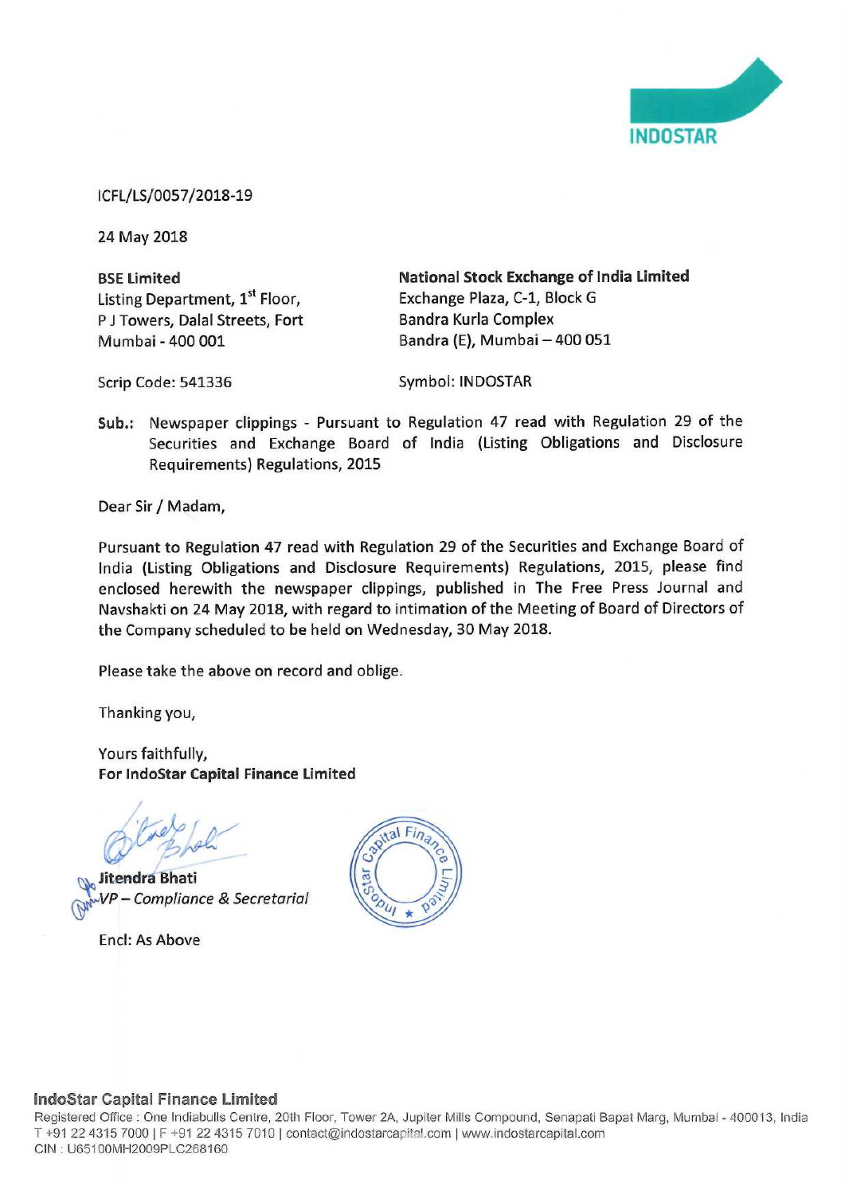INDOSTAR

ICFL/LS/0057/2018-19

24 May 2018

**BSE Limited**
Listing Department, 1st Floor,
P J Towers, Dalal Streets, Fort
Mumbai - 400 001

Scrip Code: 541336

**National Stock Exchange of India Limited**
Exchange Plaza, C-1, Block G
Bandra Kurla Complex
Bandra (E), Mumbai – 400 051

Symbol: INDOSTAR

**Sub.:** Newspaper clippings - Pursuant to Regulation 47 read with Regulation 29 of the Securities and Exchange Board of India (Listing Obligations and Disclosure Requirements) Regulations, 2015

Dear Sir / Madam,

Pursuant to Regulation 47 read with Regulation 29 of the Securities and Exchange Board of India (Listing Obligations and Disclosure Requirements) Regulations, 2015, please find enclosed herewith the newspaper clippings, published in The Free Press Journal and Navshakti on 24 May 2018, with regard to intimation of the Meeting of Board of Directors of the Company scheduled to be held on Wednesday, 30 May 2018.

Please take the above on record and oblige.

Thanking you,

Yours faithfully,
**For IndoStar Capital Finance Limited**

**Jitendra Bhati**
*VP – Compliance & Secretarial*

Encl: As Above

**IndoStar Capital Finance Limited**
Registered Office : One Indiabulls Centre, 20th Floor, Tower 2A, Jupiter Mills Compound, Senapati Bapat Marg, Mumbai - 400013, India
T +91 22 4315 7000 | F +91 22 4315 7010 | contact@indostarcapital.com | www.indostarcapital.com
CIN : U65100MH2009PLC268160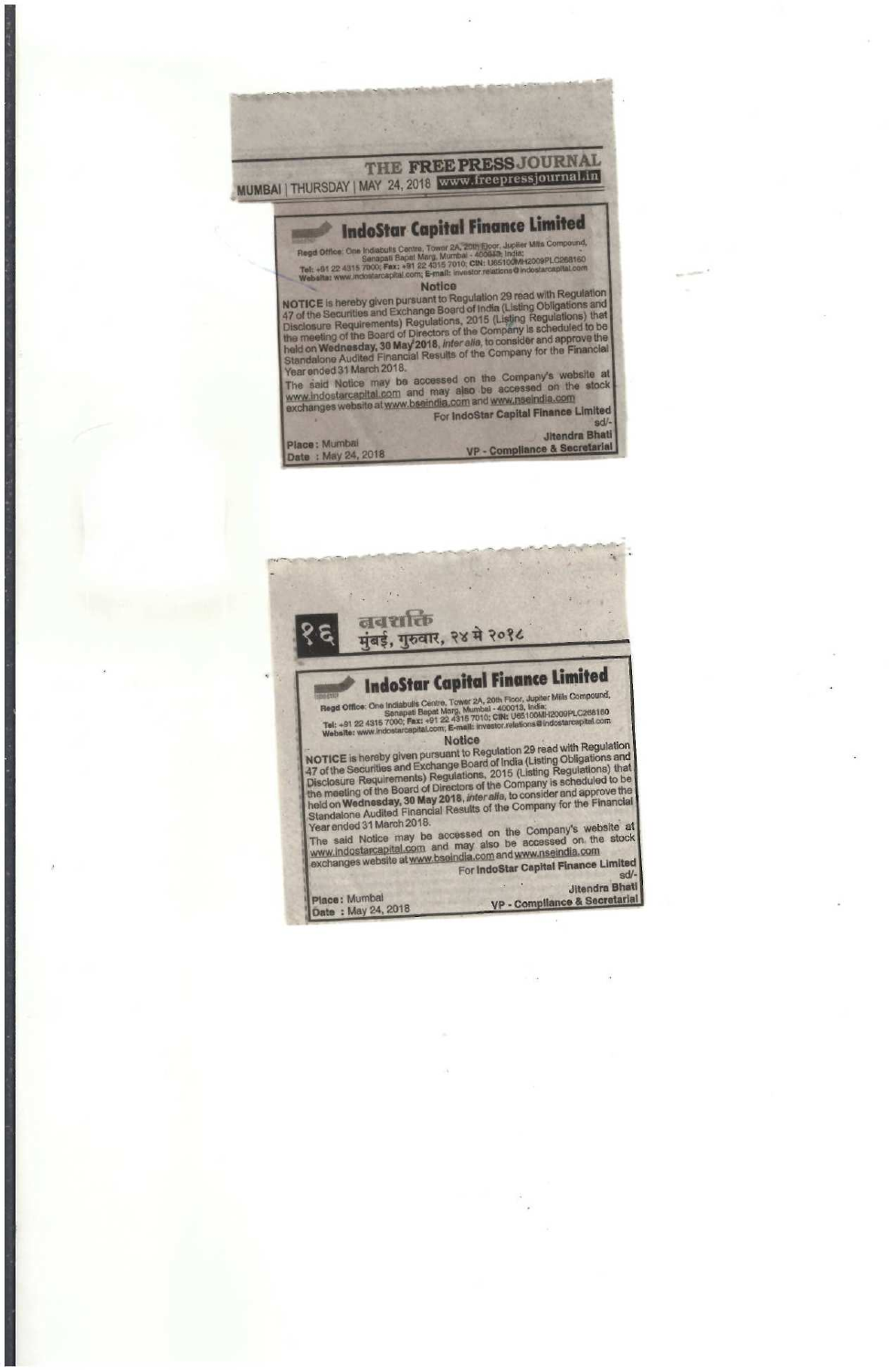THE FREE PRESS JOURNAL
MUMBAI | THURSDAY | MAY 24, 2018 www.freepressjournal.in

## IndoStar Capital Finance Limited

**Regd Office:** One Indiabulls Centre, Tower 2A, 20th Floor, Jupiter Mills Compound, Senapati Bapat Marg, Mumbai - 400013, India;
**Tel:** +91 22 4315 7000; **Fax:** +91 22 4315 7010; **CIN:** U65100MH2009PLC268160
**Website:** www.indostarcapital.com; **E-mail:** investor.relations@indostarcapital.com

### Notice

**NOTICE** is hereby given pursuant to Regulation 29 read with Regulation 47 of the Securities and Exchange Board of India (Listing Obligations and Disclosure Requirements) Regulations, 2015 (Listing Regulations) that the meeting of the Board of Directors of the Company is scheduled to be held on **Wednesday, 30 May 2018**, *inter alia*, to consider and approve the Standalone Audited Financial Results of the Company for the Financial Year ended 31 March 2018.

The said Notice may be accessed on the Company's website at www.indostarcapital.com and may also be accessed on the stock exchanges website at www.bseindia.com and www.nseindia.com

**For IndoStar Capital Finance Limited**
sd/-
**Jitendra Bhati**
**VP - Compliance & Secretarial**

**Place :** Mumbai
**Date :** May 24, 2018

---

१६ नवशक्ति
मुंबई, गुरुवार, २४ मे २०१८

## IndoStar Capital Finance Limited

**Regd Office:** One Indiabulls Centre, Tower 2A, 20th Floor, Jupiter Mills Compound, Senapati Bapat Marg, Mumbai - 400013, India;
**Tel:** +91 22 4315 7000; **Fax:** +91 22 4315 7010; **CIN:** U65100MH2009PLC268160
**Website:** www.indostarcapital.com; **E-mail:** investor.relations@indostarcapital.com

### Notice

**NOTICE** is hereby given pursuant to Regulation 29 read with Regulation 47 of the Securities and Exchange Board of India (Listing Obligations and Disclosure Requirements) Regulations, 2015 (Listing Regulations) that the meeting of the Board of Directors of the Company is scheduled to be held on **Wednesday, 30 May 2018**, *inter alia*, to consider and approve the Standalone Audited Financial Results of the Company for the Financial Year ended 31 March 2018.

The said Notice may be accessed on the Company's website at www.indostarcapital.com and may also be accessed on the stock exchanges website at www.bseindia.com and www.nseindia.com

**For IndoStar Capital Finance Limited**
sd/-
**Jitendra Bhati**
**VP - Compliance & Secretarial**

**Place :** Mumbai
**Date :** May 24, 2018